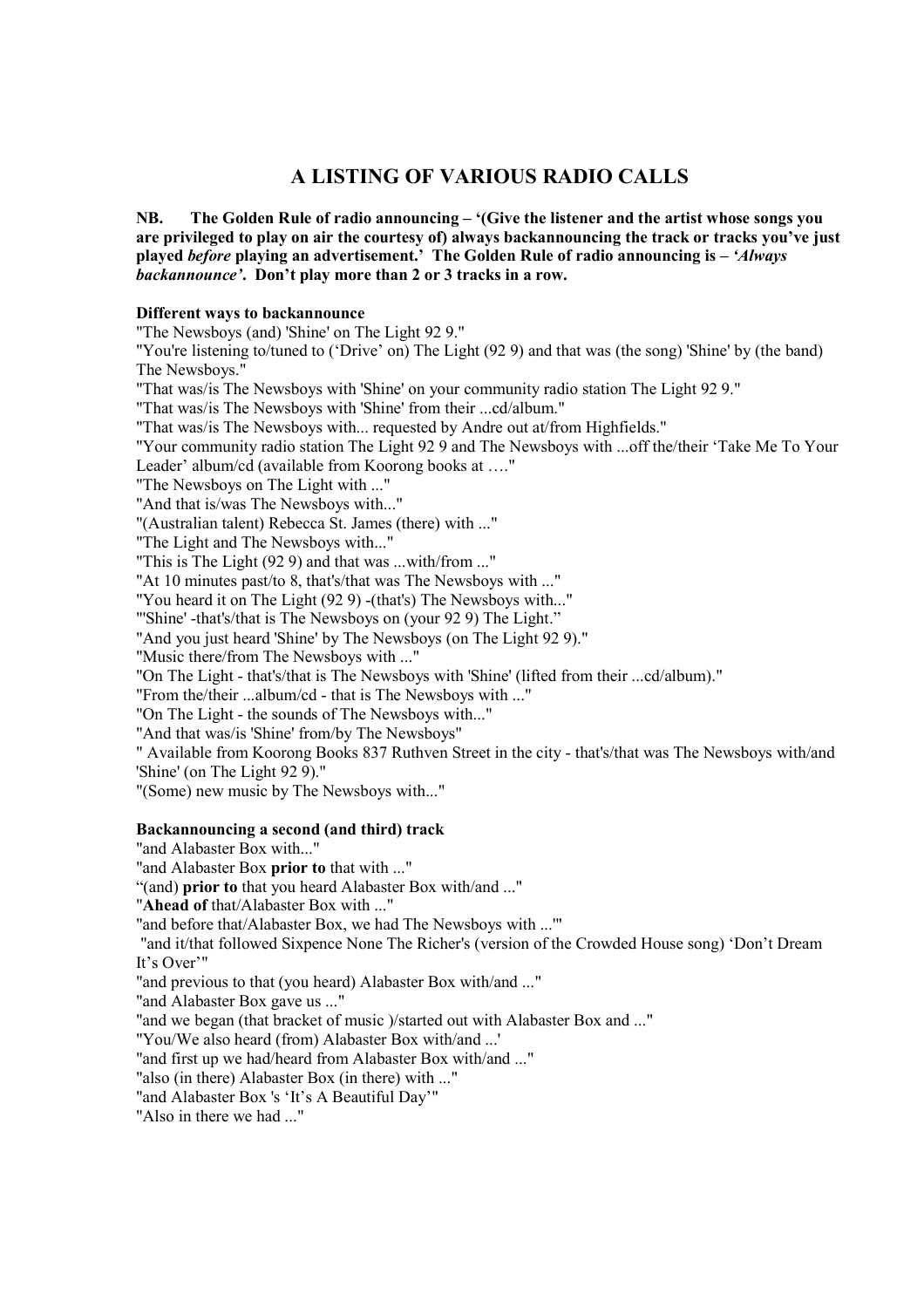# A LISTING OF VARIOUS RADIO CALLS

**NB. The Golden Rule of radio announcing – '(Give the listener and the artist whose songs you are privileged to play on air the courtesy of) always backannouncing the track or tracks you've just played *before* playing an advertisement.' The Golden Rule of radio announcing is – *'Always backannounce'*. Don't play more than 2 or 3 tracks in a row.**

**Different ways to backannounce**

"The Newsboys (and) 'Shine' on The Light 92 9."
"You're listening to/tuned to ('Drive' on) The Light (92 9) and that was (the song) 'Shine' by (the band) The Newsboys."
"That was/is The Newsboys with 'Shine' on your community radio station The Light 92 9."
"That was/is The Newsboys with 'Shine' from their ...cd/album."
"That was/is The Newsboys with... requested by Andre out at/from Highfields."
"Your community radio station The Light 92 9 and The Newsboys with ...off the/their 'Take Me To Your Leader' album/cd (available from Koorong books at …."
"The Newsboys on The Light with ..."
"And that is/was The Newsboys with..."
"(Australian talent) Rebecca St. James (there) with ..."
"The Light and The Newsboys with..."
"This is The Light (92 9) and that was ...with/from ..."
"At 10 minutes past/to 8, that's/that was The Newsboys with ..."
"You heard it on The Light (92 9) -(that's) The Newsboys with..."
"'Shine' -that's/that is The Newsboys on (your 92 9) The Light."
"And you just heard 'Shine' by The Newsboys (on The Light 92 9)."
"Music there/from The Newsboys with ..."
"On The Light - that's/that is The Newsboys with 'Shine' (lifted from their ...cd/album)."
"From the/their ...album/cd - that is The Newsboys with ..."
"On The Light - the sounds of The Newsboys with..."
"And that was/is 'Shine' from/by The Newsboys"
" Available from Koorong Books 837 Ruthven Street in the city - that's/that was The Newsboys with/and 'Shine' (on The Light 92 9)."
"(Some) new music by The Newsboys with..."

**Backannouncing a second (and third) track**

"and Alabaster Box with..."
"and Alabaster Box **prior to** that with ..."
"(and) **prior to** that you heard Alabaster Box with/and ..."
"**Ahead of** that/Alabaster Box with ..."
"and before that/Alabaster Box, we had The Newsboys with ...'"
"and it/that followed Sixpence None The Richer's (version of the Crowded House song) 'Don't Dream It's Over'"
"and previous to that (you heard) Alabaster Box with/and ..."
"and Alabaster Box gave us ..."
"and we began (that bracket of music )/started out with Alabaster Box and ..."
"You/We also heard (from) Alabaster Box with/and ...'
"and first up we had/heard from Alabaster Box with/and ..."
"also (in there) Alabaster Box (in there) with ..."
"and Alabaster Box 's 'It's A Beautiful Day'"
"Also in there we had ..."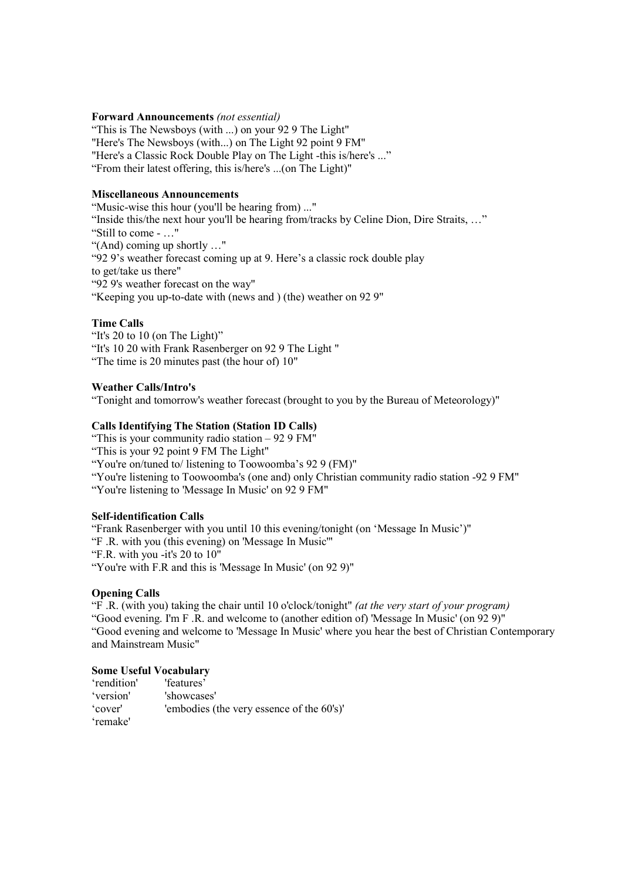**Forward Announcements** *(not essential)*

"This is The Newsboys (with ...) on your 92 9 The Light"
"Here's The Newsboys (with...) on The Light 92 point 9 FM"
"Here's a Classic Rock Double Play on The Light -this is/here's ..."
"From their latest offering, this is/here's ...(on The Light)"

**Miscellaneous Announcements**

"Music-wise this hour (you'll be hearing from) ..."
"Inside this/the next hour you'll be hearing from/tracks by Celine Dion, Dire Straits, …"
"Still to come - …"
"(And) coming up shortly …"
"92 9's weather forecast coming up at 9. Here's a classic rock double play to get/take us there"
"92 9's weather forecast on the way"
"Keeping you up-to-date with (news and ) (the) weather on 92 9"

**Time Calls**

"It's 20 to 10 (on The Light)"
"It's 10 20 with Frank Rasenberger on 92 9 The Light "
"The time is 20 minutes past (the hour of) 10"

**Weather Calls/Intro's**

"Tonight and tomorrow's weather forecast (brought to you by the Bureau of Meteorology)"

**Calls Identifying The Station (Station ID Calls)**

"This is your community radio station – 92 9 FM"
"This is your 92 point 9 FM The Light"
"You're on/tuned to/ listening to Toowoomba's 92 9 (FM)"
"You're listening to Toowoomba's (one and) only Christian community radio station -92 9 FM"
"You're listening to 'Message In Music' on 92 9 FM"

**Self-identification Calls**

"Frank Rasenberger with you until 10 this evening/tonight (on 'Message In Music')"
"F .R. with you (this evening) on 'Message In Music'"
"F.R. with you -it's 20 to 10"
"You're with F.R and this is 'Message In Music' (on 92 9)"

**Opening Calls**

"F .R. (with you) taking the chair until 10 o'clock/tonight" *(at the very start of your program)*
"Good evening. I'm F .R. and welcome to (another edition of) 'Message In Music' (on 92 9)"
"Good evening and welcome to 'Message In Music' where you hear the best of Christian Contemporary and Mainstream Music"

**Some Useful Vocabulary**

| | |
|---|---|
| 'rendition' | 'features' |
| 'version' | 'showcases' |
| 'cover' | 'embodies (the very essence of the 60's)' |
| 'remake' | |